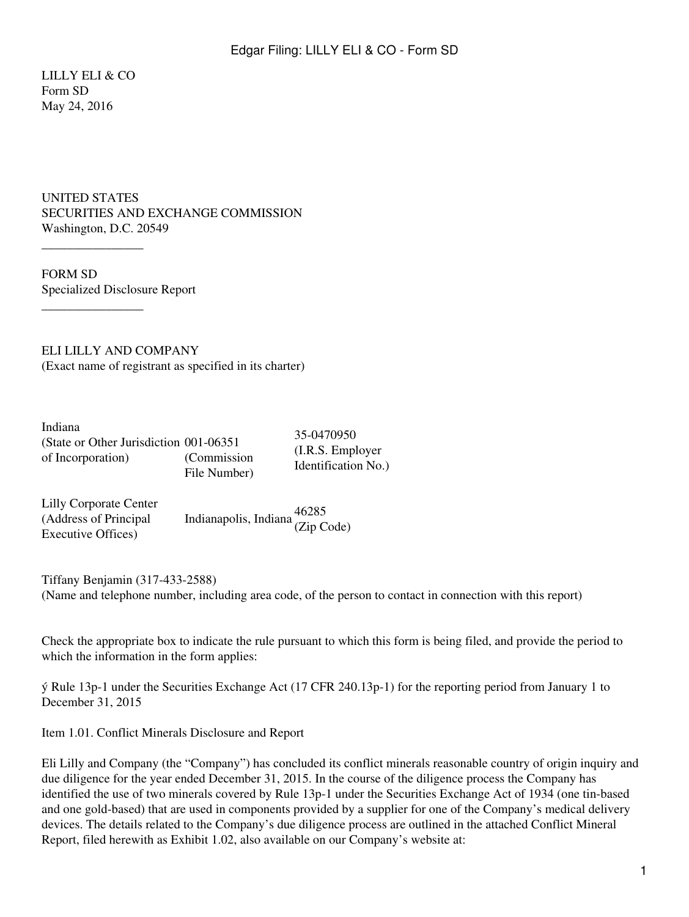LILLY ELI & CO
Form SD
May 24, 2016

UNITED STATES
SECURITIES AND EXCHANGE COMMISSION
Washington, D.C. 20549

________________

# FORM SD
Specialized Disclosure Report

________________

**ELI LILLY AND COMPANY**
(Exact name of registrant as specified in its charter)

| Indiana (State or Other Jurisdiction of Incorporation) | 001-06351 (Commission File Number) | 35-0470950 (I.R.S. Employer Identification No.) |
|---|---|---|
| Lilly Corporate Center (Address of Principal Executive Offices) | Indianapolis, Indiana | 46285 (Zip Code) |

Tiffany Benjamin (317-433-2588)
(Name and telephone number, including area code, of the person to contact in connection with this report)

Check the appropriate box to indicate the rule pursuant to which this form is being filed, and provide the period to which the information in the form applies:

ý Rule 13p-1 under the Securities Exchange Act (17 CFR 240.13p-1) for the reporting period from January 1 to December 31, 2015

## Item 1.01. Conflict Minerals Disclosure and Report

Eli Lilly and Company (the "Company") has concluded its conflict minerals reasonable country of origin inquiry and due diligence for the year ended December 31, 2015. In the course of the diligence process the Company has identified the use of two minerals covered by Rule 13p-1 under the Securities Exchange Act of 1934 (one tin-based and one gold-based) that are used in components provided by a supplier for one of the Company's medical delivery devices. The details related to the Company's due diligence process are outlined in the attached Conflict Mineral Report, filed herewith as Exhibit 1.02, also available on our Company's website at: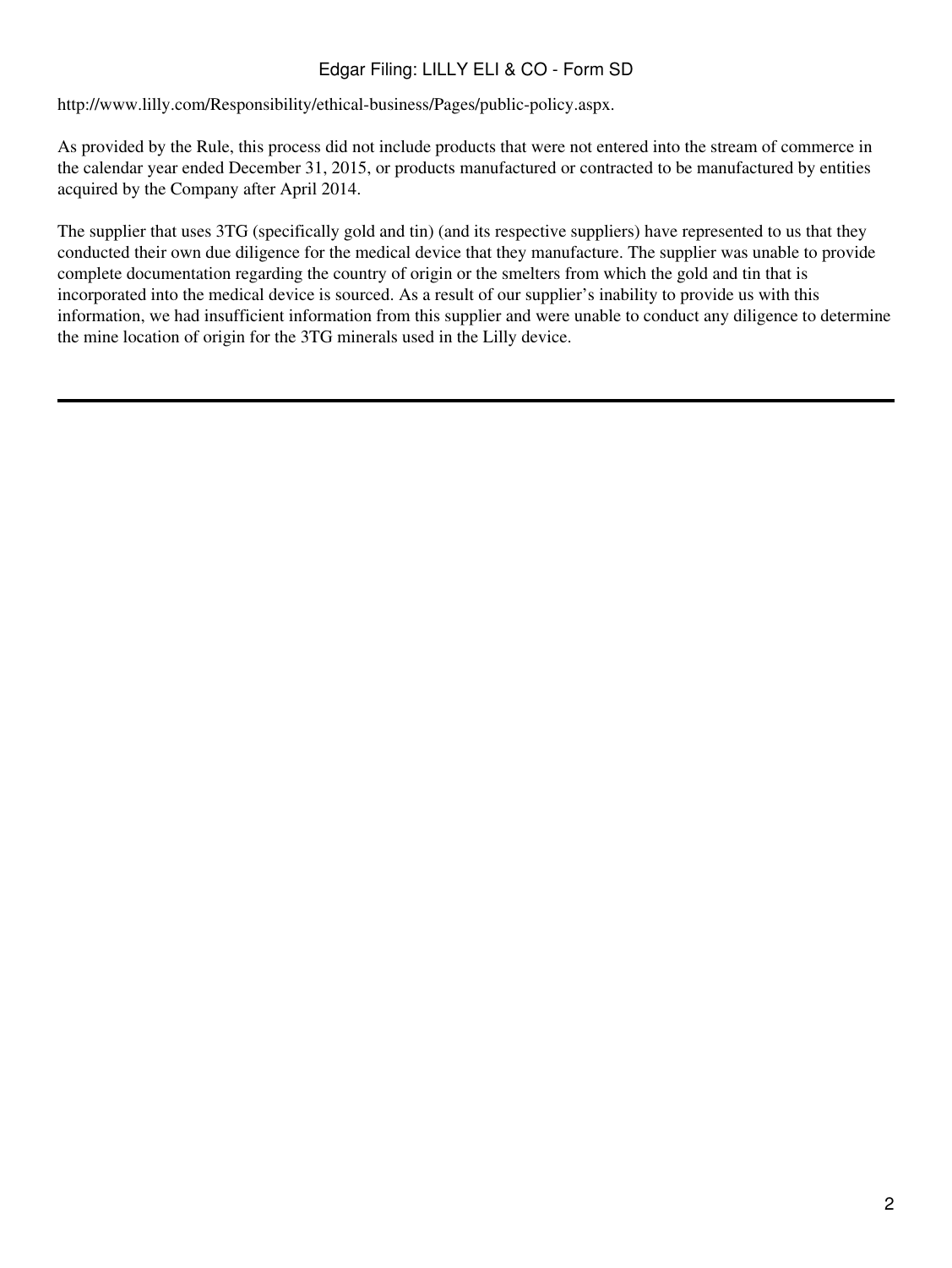http://www.lilly.com/Responsibility/ethical-business/Pages/public-policy.aspx.

As provided by the Rule, this process did not include products that were not entered into the stream of commerce in the calendar year ended December 31, 2015, or products manufactured or contracted to be manufactured by entities acquired by the Company after April 2014.

The supplier that uses 3TG (specifically gold and tin) (and its respective suppliers) have represented to us that they conducted their own due diligence for the medical device that they manufacture. The supplier was unable to provide complete documentation regarding the country of origin or the smelters from which the gold and tin that is incorporated into the medical device is sourced. As a result of our supplier's inability to provide us with this information, we had insufficient information from this supplier and were unable to conduct any diligence to determine the mine location of origin for the 3TG minerals used in the Lilly device.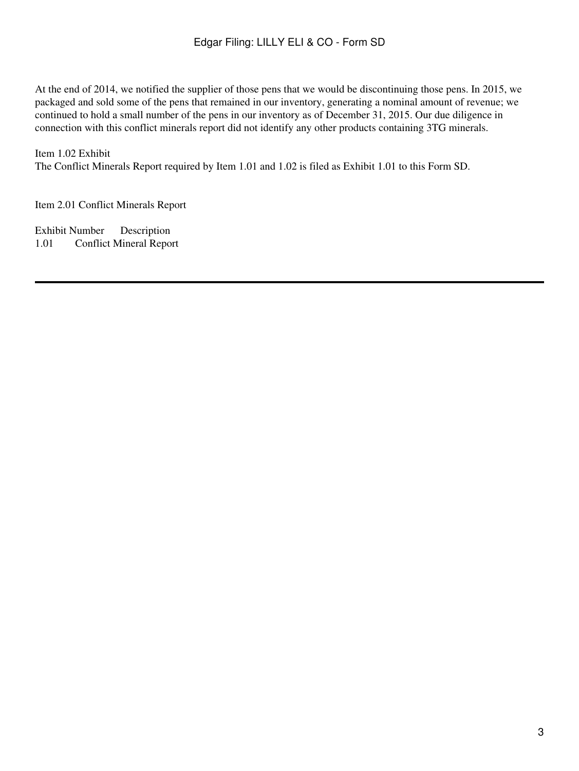At the end of 2014, we notified the supplier of those pens that we would be discontinuing those pens. In 2015, we packaged and sold some of the pens that remained in our inventory, generating a nominal amount of revenue; we continued to hold a small number of the pens in our inventory as of December 31, 2015. Our due diligence in connection with this conflict minerals report did not identify any other products containing 3TG minerals.

Item 1.02 Exhibit

The Conflict Minerals Report required by Item 1.01 and 1.02 is filed as Exhibit 1.01 to this Form SD.

Item 2.01 Conflict Minerals Report

| Exhibit Number | Description |
|---|---|
| 1.01 | Conflict Mineral Report |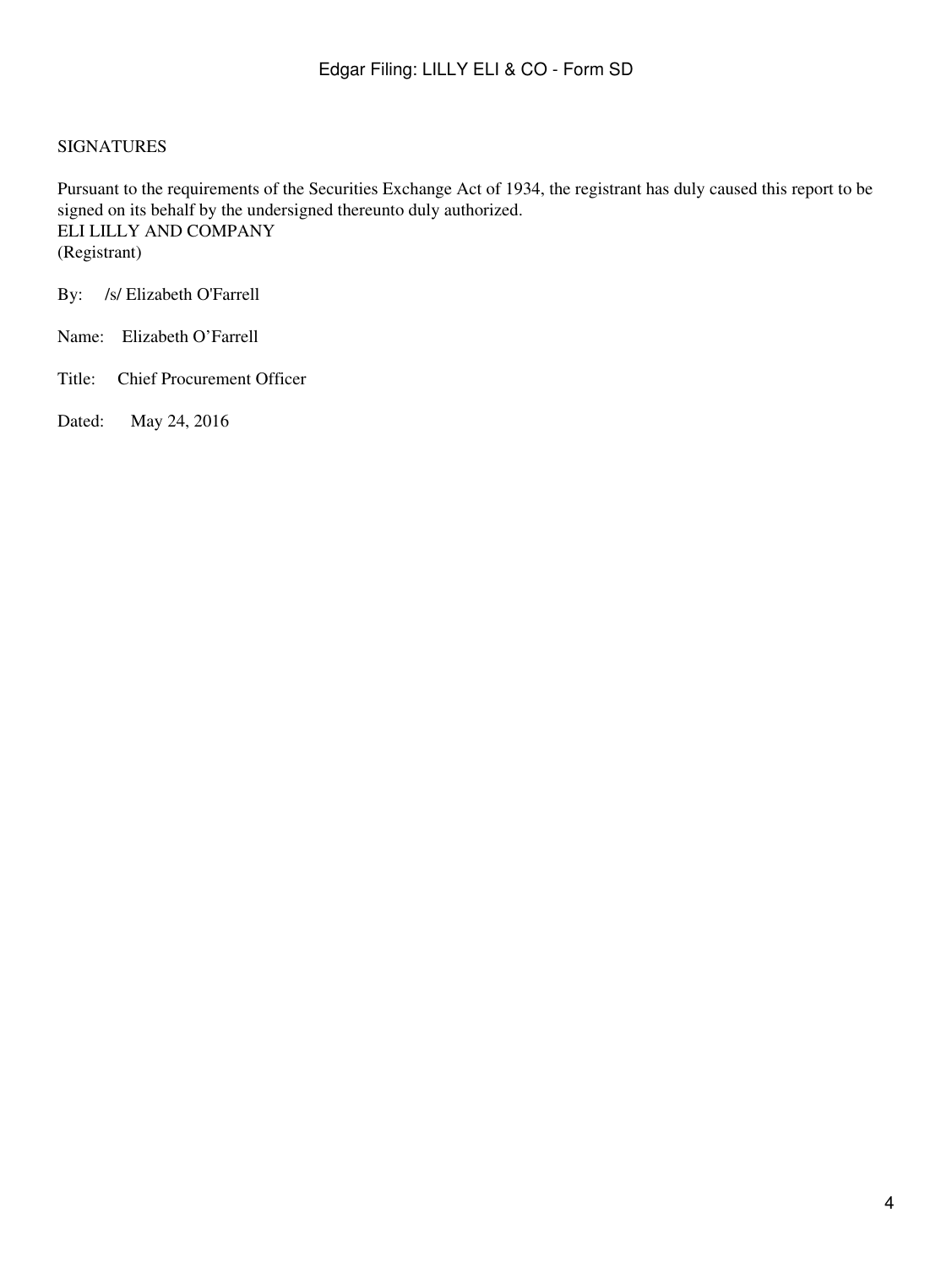SIGNATURES

Pursuant to the requirements of the Securities Exchange Act of 1934, the registrant has duly caused this report to be signed on its behalf by the undersigned thereunto duly authorized.
ELI LILLY AND COMPANY
(Registrant)

By: /s/ Elizabeth O'Farrell

Name: Elizabeth O’Farrell

Title: Chief Procurement Officer

Dated: May 24, 2016